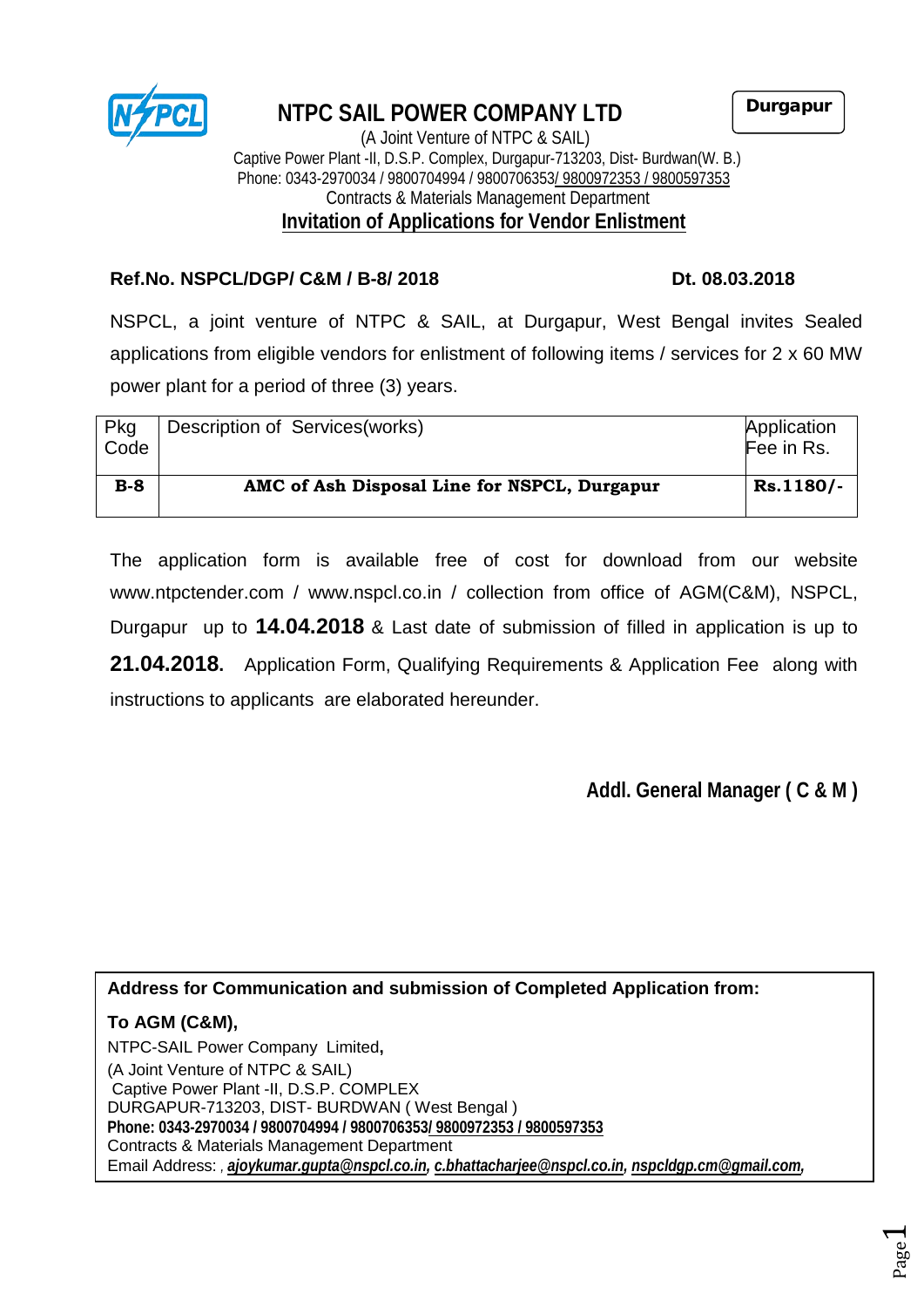# NTPC SAIL POWER COMPANY LTD

**Durgapur**

(A Joint Venture of NTPC & SAIL)
Captive Power Plant -II, D.S.P. Complex, Durgapur-713203, Dist- Burdwan(W. B.)
Phone: 0343-2970034 / 9800704994 / 9800706353/ 9800972353 / 9800597353
Contracts & Materials Management Department

## Invitation of Applications for Vendor Enlistment

**Ref.No. NSPCL/DGP/ C&M / B-8/ 2018** **Dt. 08.03.2018**

NSPCL, a joint venture of NTPC & SAIL, at Durgapur, West Bengal invites Sealed applications from eligible vendors for enlistment of following items / services for 2 x 60 MW power plant for a period of three (3) years.

| Pkg Code | Description of Services(works) | Application Fee in Rs. |
|---|---|---|
| **B-8** | **AMC of Ash Disposal Line for NSPCL, Durgapur** | **Rs.1180/-** |

The application form is available free of cost for download from our website www.ntpctender.com / www.nspcl.co.in / collection from office of AGM(C&M), NSPCL, Durgapur up to **14.04.2018** & Last date of submission of filled in application is up to **21.04.2018.** Application Form, Qualifying Requirements & Application Fee along with instructions to applicants are elaborated hereunder.

**Addl. General Manager ( C & M )**

**Address for Communication and submission of Completed Application from:**

**To AGM (C&M),**
NTPC-SAIL Power Company Limited**,**
(A Joint Venture of NTPC & SAIL)
Captive Power Plant -II, D.S.P. COMPLEX
DURGAPUR-713203, DIST- BURDWAN ( West Bengal )
**Phone: 0343-2970034 / 9800704994 / 9800706353/ 9800972353 / 9800597353**
Contracts & Materials Management Department
Email Address: , ***ajoykumar.gupta@nspcl.co.in, c.bhattacharjee@nspcl.co.in, nspcldgp.cm@gmail.com,***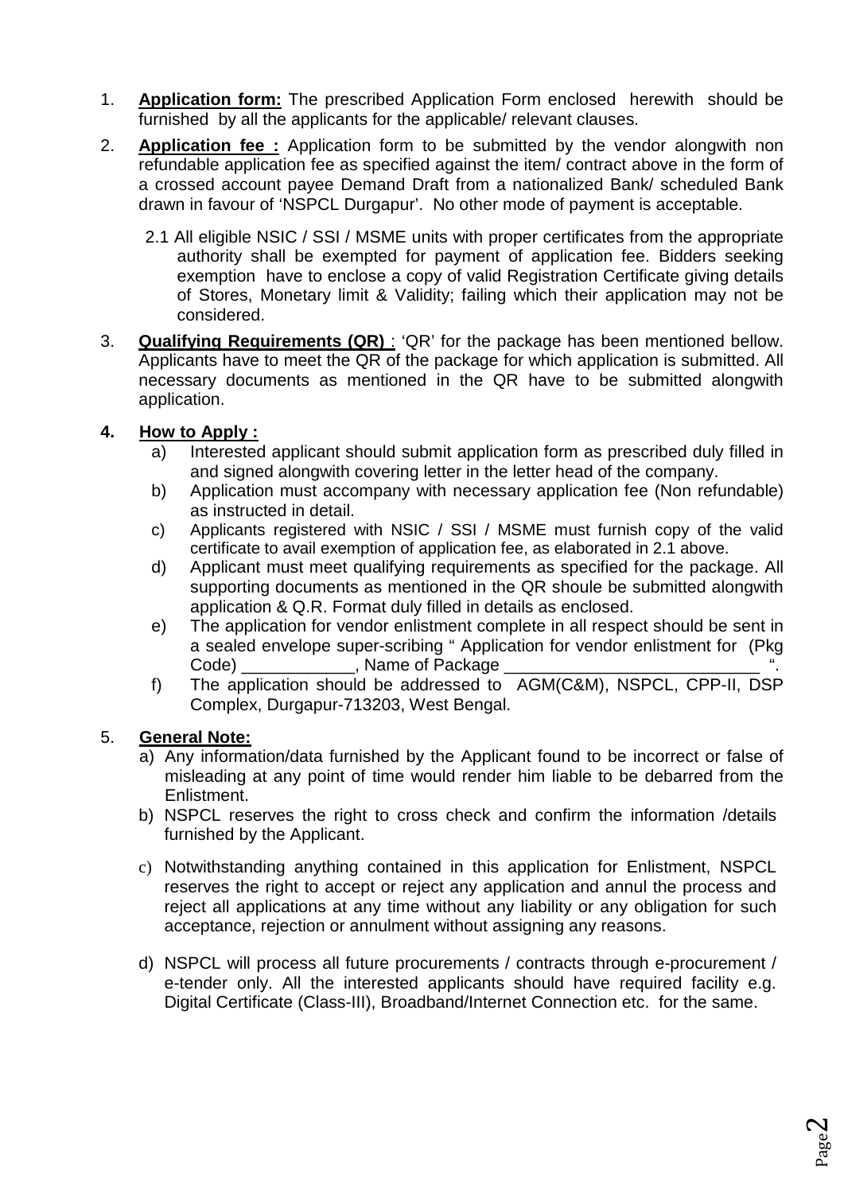1. **Application form:** The prescribed Application Form enclosed herewith should be furnished by all the applicants for the applicable/ relevant clauses.

2. **Application fee :** Application form to be submitted by the vendor alongwith non refundable application fee as specified against the item/ contract above in the form of a crossed account payee Demand Draft from a nationalized Bank/ scheduled Bank drawn in favour of 'NSPCL Durgapur'. No other mode of payment is acceptable.

   2.1 All eligible NSIC / SSI / MSME units with proper certificates from the appropriate authority shall be exempted for payment of application fee. Bidders seeking exemption have to enclose a copy of valid Registration Certificate giving details of Stores, Monetary limit & Validity; failing which their application may not be considered.

3. **Qualifying Requirements (QR)** : 'QR' for the package has been mentioned bellow. Applicants have to meet the QR of the package for which application is submitted. All necessary documents as mentioned in the QR have to be submitted alongwith application.

4. **How to Apply :**
   a) Interested applicant should submit application form as prescribed duly filled in and signed alongwith covering letter in the letter head of the company.
   b) Application must accompany with necessary application fee (Non refundable) as instructed in detail.
   c) Applicants registered with NSIC / SSI / MSME must furnish copy of the valid certificate to avail exemption of application fee, as elaborated in 2.1 above.
   d) Applicant must meet qualifying requirements as specified for the package. All supporting documents as mentioned in the QR shoule be submitted alongwith application & Q.R. Format duly filled in details as enclosed.
   e) The application for vendor enlistment complete in all respect should be sent in a sealed envelope super-scribing " Application for vendor enlistment for (Pkg Code) ____________, Name of Package ___________________________ ".
   f) The application should be addressed to AGM(C&M), NSPCL, CPP-II, DSP Complex, Durgapur-713203, West Bengal.

5. **General Note:**
   a) Any information/data furnished by the Applicant found to be incorrect or false of misleading at any point of time would render him liable to be debarred from the Enlistment.
   b) NSPCL reserves the right to cross check and confirm the information /details furnished by the Applicant.
   c) Notwithstanding anything contained in this application for Enlistment, NSPCL reserves the right to accept or reject any application and annul the process and reject all applications at any time without any liability or any obligation for such acceptance, rejection or annulment without assigning any reasons.
   d) NSPCL will process all future procurements / contracts through e-procurement / e-tender only. All the interested applicants should have required facility e.g. Digital Certificate (Class-III), Broadband/Internet Connection etc. for the same.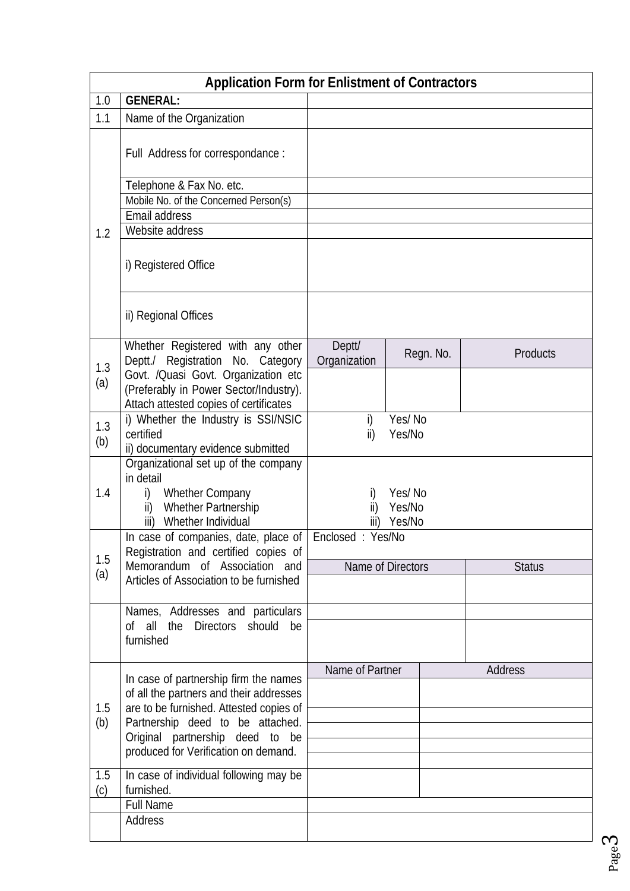## Application Form for Enlistment of Contractors

| | | | | |
|---|---|---|---|---|
| 1.0 | **GENERAL:** | | | |
| 1.1 | Name of the Organization | | | |
| 1.2 | Full Address for correspondance : | | | |
| | Telephone & Fax No. etc. | | | |
| | Mobile No. of the Concerned Person(s) | | | |
| | Email address | | | |
| | Website address | | | |
| | i) Registered Office | | | |
| | ii) Regional Offices | | | |
| 1.3 (a) | Whether Registered with any other Deptt./ Registration No. Category Govt. /Quasi Govt. Organization etc (Preferably in Power Sector/Industry). Attach attested copies of certificates | Deptt/ Organization | Regn. No. | Products |
| | | | | |
| 1.3 (b) | i) Whether the Industry is SSI/NSIC certified<br>ii) documentary evidence submitted | i) Yes/ No<br>ii) Yes/No | | |
| 1.4 | Organizational set up of the company in detail<br>i) Whether Company<br>ii) Whether Partnership<br>iii) Whether Individual | i) Yes/ No<br>ii) Yes/No<br>iii) Yes/No | | |
| 1.5 (a) | In case of companies, date, place of Registration and certified copies of Memorandum of Association and Articles of Association to be furnished | Enclosed : Yes/No | | |
| | | Name of Directors | Status | |
| | | | | |
| | Names, Addresses and particulars of all the Directors should be furnished | | | |
| | | | | |
| 1.5 (b) | In case of partnership firm the names of all the partners and their addresses are to be furnished. Attested copies of Partnership deed to be attached. Original partnership deed to be produced for Verification on demand. | Name of Partner | Address | |
| | | | | |
| | | | | |
| | | | | |
| | | | | |
| | | | | |
| 1.5 (c) | In case of individual following may be furnished. | | | |
| | Full Name | | | |
| | Address | | | |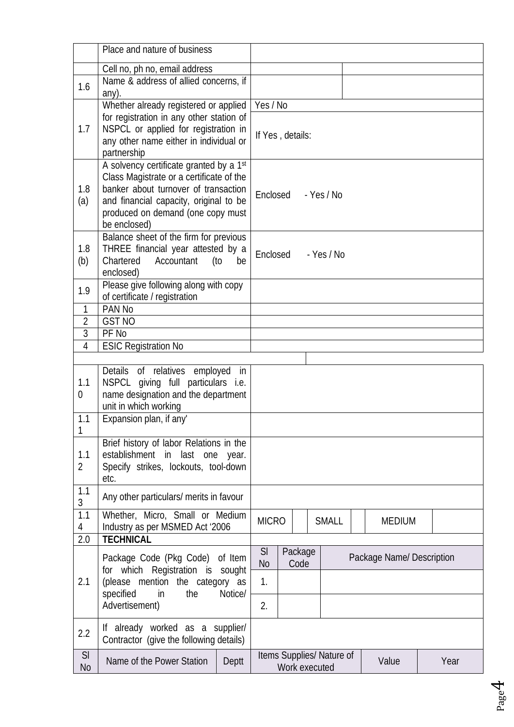| | | | | | | | |
|---|---|---|---|---|---|---|---|
| | Place and nature of business | | | | | | |
| | Cell no, ph no, email address | | | | | | |
| 1.6 | Name & address of allied concerns, if any). | | | | | | |
| 1.7 | Whether already registered or applied for registration in any other station of NSPCL or applied for registration in any other name either in individual or partnership | Yes / No<br>If Yes , details: | | | | | |
| 1.8 (a) | A solvency certificate granted by a 1st Class Magistrate or a certificate of the banker about turnover of transaction and financial capacity, original to be produced on demand (one copy must be enclosed) | Enclosed - Yes / No | | | | | |
| 1.8 (b) | Balance sheet of the firm for previous THREE financial year attested by a Chartered Accountant (to be enclosed) | Enclosed - Yes / No | | | | | |
| 1.9 | Please give following along with copy of certificate / registration | | | | | | |
| 1 | PAN No | | | | | | |
| 2 | GST NO | | | | | | |
| 3 | PF No | | | | | | |
| 4 | ESIC Registration No | | | | | | |
| | | | | | | | |
| 1.10 | Details of relatives employed in NSPCL giving full particulars i.e. name designation and the department unit in which working | | | | | | |
| 1.11 | Expansion plan, if any' | | | | | | |
| 1.12 | Brief history of labor Relations in the establishment in last one year. Specify strikes, lockouts, tool-down etc. | | | | | | |
| 1.13 | Any other particulars/ merits in favour | | | | | | |
| 1.14 | Whether, Micro, Small or Medium Industry as per MSMED Act '2006 | MICRO | | SMALL | | MEDIUM | |
| 2.0 | **TECHNICAL** | | | | | | |

| | | Sl No | Package Code | Package Name/ Description |
|---|---|---|---|---|
| 2.1 | Package Code (Pkg Code) of Item for which Registration is sought (please mention the category as specified in the Notice/ Advertisement) | 1. | | |
| | | 2. | | |
| 2.2 | If already worked as a supplier/ Contractor (give the following details) | | | |

| Sl No | Name of the Power Station | Deptt | Items Supplies/ Nature of Work executed | Value | Year |
|---|---|---|---|---|---|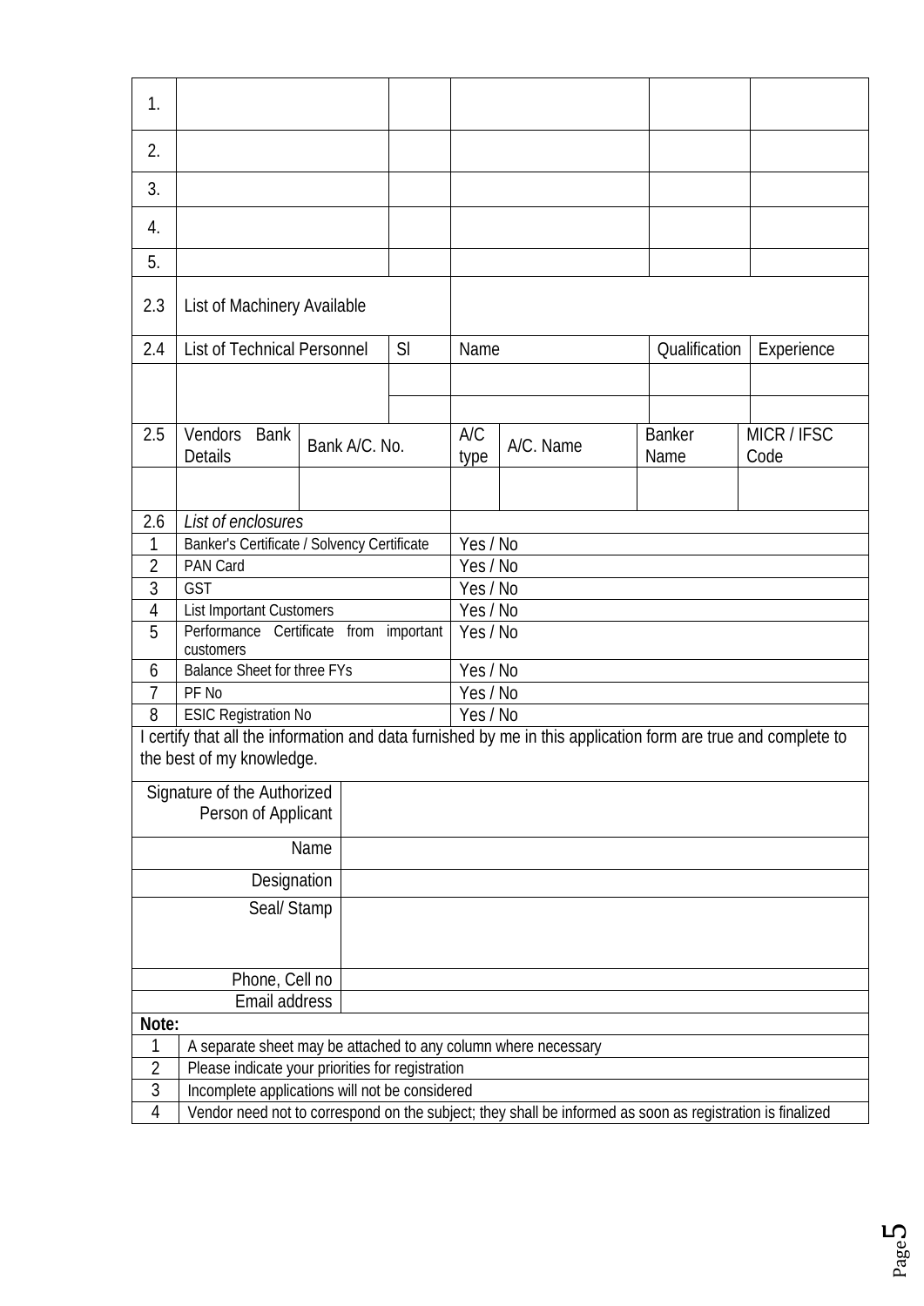| | | | | | |
|---|---|---|---|---|---|
| 1. | | | | | |
| 2. | | | | | |
| 3. | | | | | |
| 4. | | | | | |
| 5. | | | | | |
| 2.3 | List of Machinery Available | | | | |
| 2.4 | List of Technical Personnel | Sl | Name | Qualification | Experience |
| | | | | | |
| | | | | | |

| | | | | | | |
|---|---|---|---|---|---|---|
| 2.5 | Vendors Bank Details | Bank A/C. No. | A/C type | A/C. Name | Banker Name | MICR / IFSC Code |
| | | | | | | |

| | | |
|---|---|---|
| 2.6 | *List of enclosures* | |
| 1 | Banker's Certificate / Solvency Certificate | Yes / No |
| 2 | PAN Card | Yes / No |
| 3 | GST | Yes / No |
| 4 | List Important Customers | Yes / No |
| 5 | Performance Certificate from important customers | Yes / No |
| 6 | Balance Sheet for three FYs | Yes / No |
| 7 | PF No | Yes / No |
| 8 | ESIC Registration No | Yes / No |

I certify that all the information and data furnished by me in this application form are true and complete to the best of my knowledge.

| | |
|---|---|
| Signature of the Authorized Person of Applicant | |
| Name | |
| Designation | |
| Seal/ Stamp | |
| Phone, Cell no | |
| Email address | |

**Note:**

| | |
|---|---|
| 1 | A separate sheet may be attached to any column where necessary |
| 2 | Please indicate your priorities for registration |
| 3 | Incomplete applications will not be considered |
| 4 | Vendor need not to correspond on the subject; they shall be informed as soon as registration is finalized |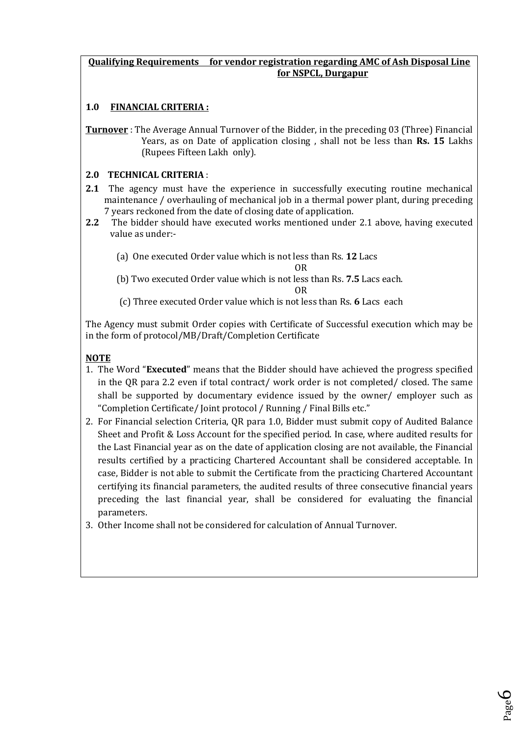**Qualifying Requirements for vendor registration regarding AMC of Ash Disposal Line for NSPCL, Durgapur**

**1.0 FINANCIAL CRITERIA :**

**Turnover** : The Average Annual Turnover of the Bidder, in the preceding 03 (Three) Financial Years, as on Date of application closing , shall not be less than **Rs. 15** Lakhs (Rupees Fifteen Lakh only).

**2.0 TECHNICAL CRITERIA** :

**2.1** The agency must have the experience in successfully executing routine mechanical maintenance / overhauling of mechanical job in a thermal power plant, during preceding 7 years reckoned from the date of closing date of application.

**2.2** The bidder should have executed works mentioned under 2.1 above, having executed value as under:-

(a) One executed Order value which is not less than Rs. **12** Lacs

OR

(b) Two executed Order value which is not less than Rs. **7.5** Lacs each.

OR

(c) Three executed Order value which is not less than Rs. **6** Lacs each

The Agency must submit Order copies with Certificate of Successful execution which may be in the form of protocol/MB/Draft/Completion Certificate

**NOTE**

1. The Word "**Executed**" means that the Bidder should have achieved the progress specified in the QR para 2.2 even if total contract/ work order is not completed/ closed. The same shall be supported by documentary evidence issued by the owner/ employer such as "Completion Certificate/ Joint protocol / Running / Final Bills etc."
2. For Financial selection Criteria, QR para 1.0, Bidder must submit copy of Audited Balance Sheet and Profit & Loss Account for the specified period. In case, where audited results for the Last Financial year as on the date of application closing are not available, the Financial results certified by a practicing Chartered Accountant shall be considered acceptable. In case, Bidder is not able to submit the Certificate from the practicing Chartered Accountant certifying its financial parameters, the audited results of three consecutive financial years preceding the last financial year, shall be considered for evaluating the financial parameters.
3. Other Income shall not be considered for calculation of Annual Turnover.